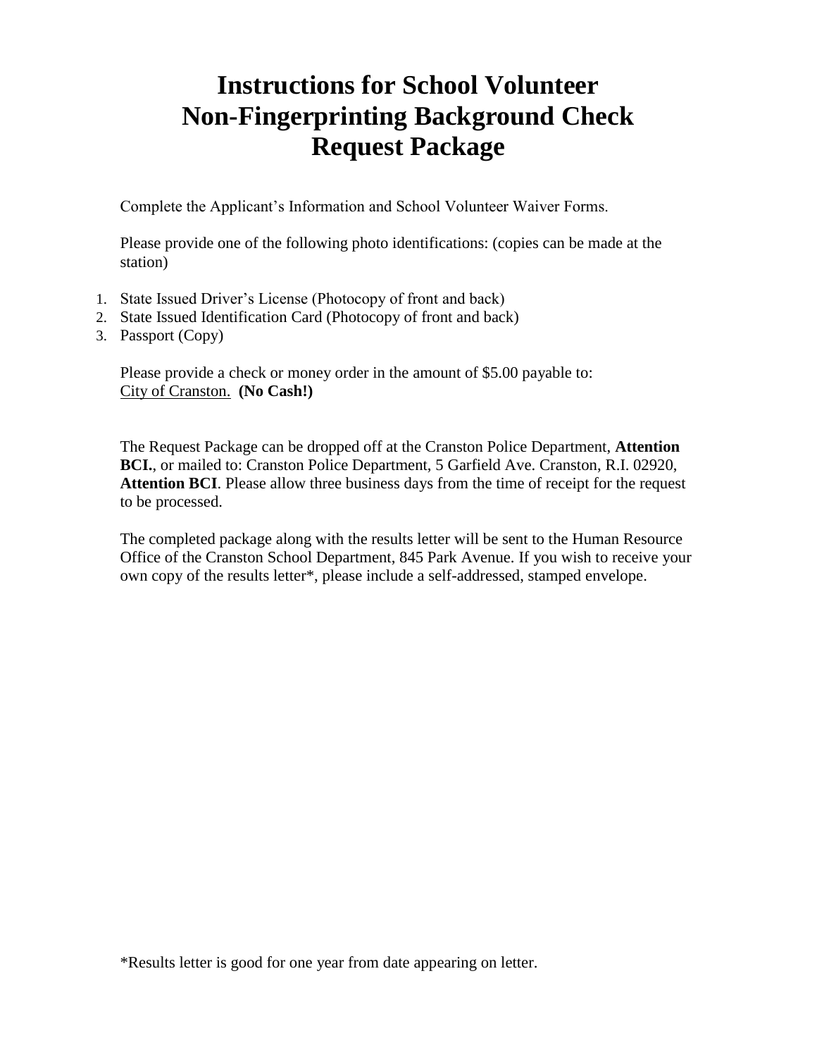# Instructions for School Volunteer Non-Fingerprinting Background Check Request Package

Complete the Applicant's Information and School Volunteer Waiver Forms.

Please provide one of the following photo identifications: (copies can be made at the station)

1. State Issued Driver's License (Photocopy of front and back)
2. State Issued Identification Card (Photocopy of front and back)
3. Passport (Copy)

Please provide a check or money order in the amount of $5.00 payable to: City of Cranston. **(No Cash!)**

The Request Package can be dropped off at the Cranston Police Department, **Attention BCI.**, or mailed to: Cranston Police Department, 5 Garfield Ave. Cranston, R.I. 02920, **Attention BCI**. Please allow three business days from the time of receipt for the request to be processed.

The completed package along with the results letter will be sent to the Human Resource Office of the Cranston School Department, 845 Park Avenue. If you wish to receive your own copy of the results letter*, please include a self-addressed, stamped envelope.

*Results letter is good for one year from date appearing on letter.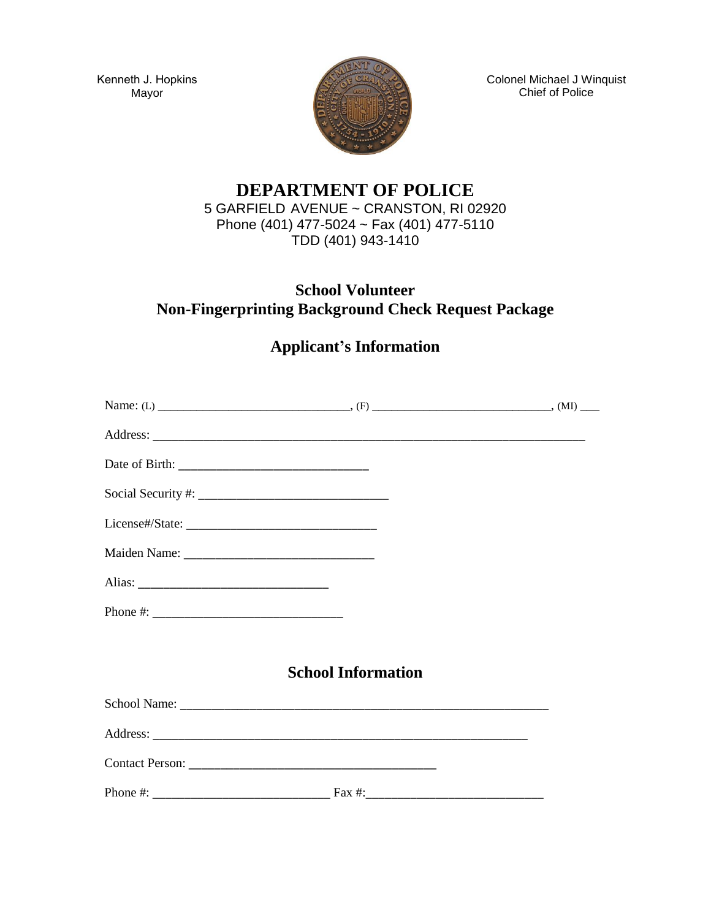Kenneth J. Hopkins
Mayor

Colonel Michael J Winquist
Chief of Police

# DEPARTMENT OF POLICE

5 GARFIELD AVENUE ~ CRANSTON, RI 02920
Phone (401) 477-5024 ~ Fax (401) 477-5110
TDD (401) 943-1410

## School Volunteer
## Non-Fingerprinting Background Check Request Package

## Applicant's Information

Name: (L) _______________________________, (F) ____________________________, (MI) ___

Address: ______________________________________________________________________

Date of Birth: ____________________________

Social Security #: ____________________________

License#/State: ____________________________

Maiden Name: ____________________________

Alias: ____________________________

Phone #: ____________________________

## School Information

School Name: _______________________________________________________

Address: _________________________________________________________

Contact Person: ____________________________________

Phone #: _________________________ Fax #:_________________________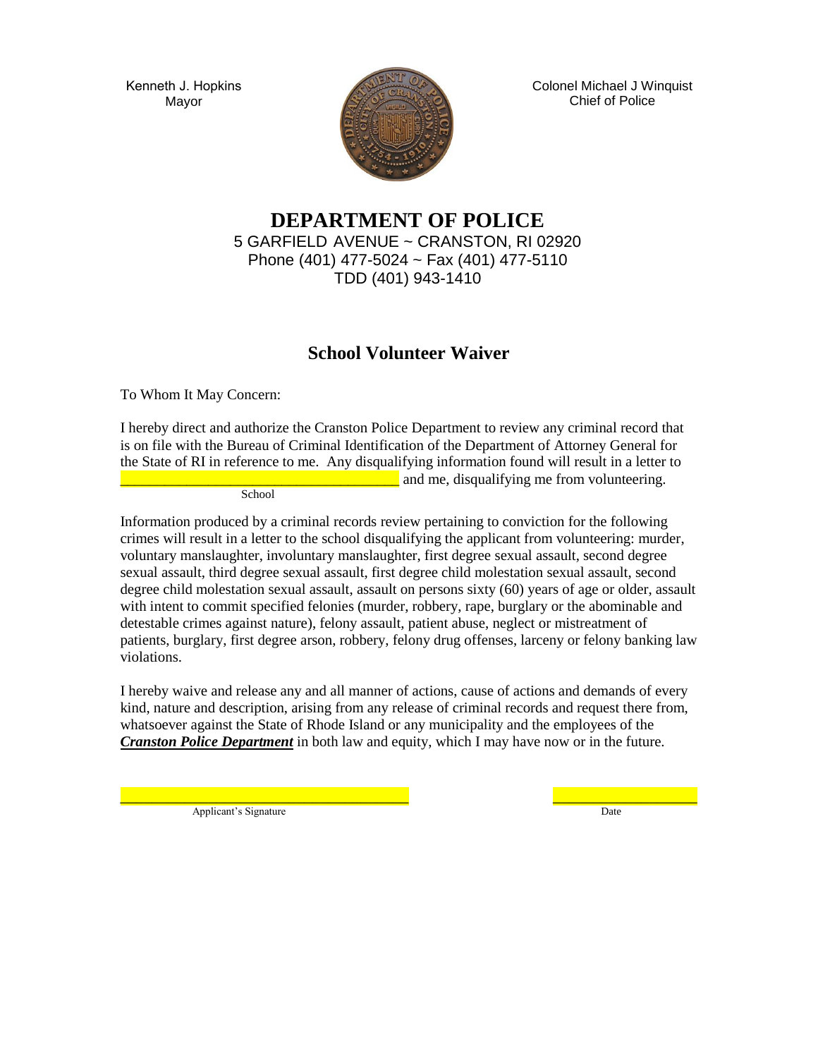Kenneth J. Hopkins
Mayor

Colonel Michael J Winquist
Chief of Police

# DEPARTMENT OF POLICE

5 GARFIELD AVENUE ~ CRANSTON, RI 02920
Phone (401) 477-5024 ~ Fax (401) 477-5110
TDD (401) 943-1410

## School Volunteer Waiver

To Whom It May Concern:

I hereby direct and authorize the Cranston Police Department to review any criminal record that is on file with the Bureau of Criminal Identification of the Department of Attorney General for the State of RI in reference to me. Any disqualifying information found will result in a letter to ____________________________________ and me, disqualifying me from volunteering.
School

Information produced by a criminal records review pertaining to conviction for the following crimes will result in a letter to the school disqualifying the applicant from volunteering: murder, voluntary manslaughter, involuntary manslaughter, first degree sexual assault, second degree sexual assault, third degree sexual assault, first degree child molestation sexual assault, second degree child molestation sexual assault, assault on persons sixty (60) years of age or older, assault with intent to commit specified felonies (murder, robbery, rape, burglary or the abominable and detestable crimes against nature), felony assault, patient abuse, neglect or mistreatment of patients, burglary, first degree arson, robbery, felony drug offenses, larceny or felony banking law violations.

I hereby waive and release any and all manner of actions, cause of actions and demands of every kind, nature and description, arising from any release of criminal records and request there from, whatsoever against the State of Rhode Island or any municipality and the employees of the ***Cranston Police Department*** in both law and equity, which I may have now or in the future.

_____________________________________ Applicant's Signature

___________________ Date